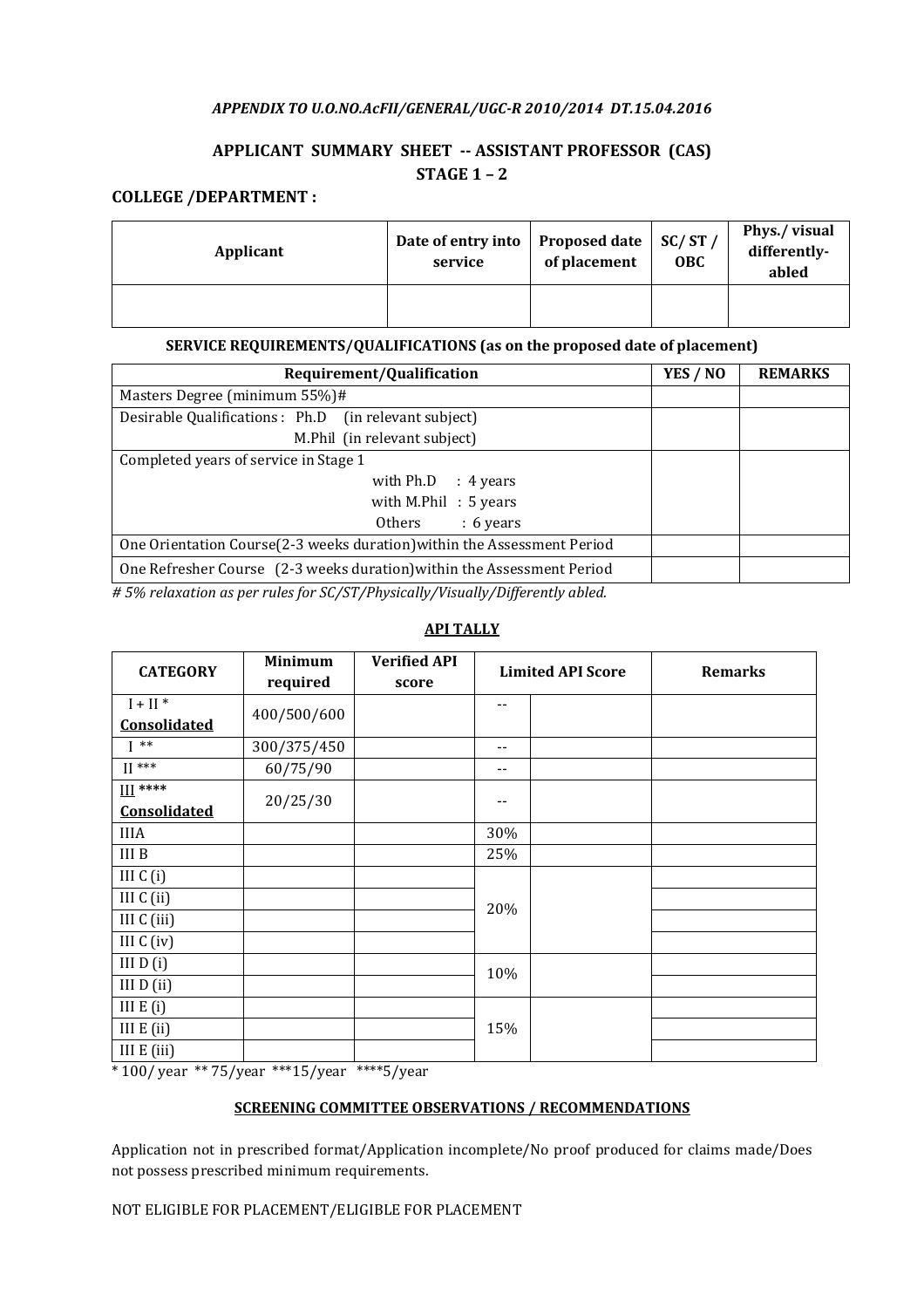*APPENDIX TO U.O.NO.AcFII/GENERAL/UGC-R 2010/2014 DT.15.04.2016*

## APPLICANT SUMMARY SHEET -- ASSISTANT PROFESSOR (CAS)
## STAGE 1 – 2

**COLLEGE /DEPARTMENT :**

| Applicant | Date of entry into service | Proposed date of placement | SC/ ST / OBC | Phys./ visual differently-abled |
|---|---|---|---|---|
| | | | | |

**SERVICE REQUIREMENTS/QUALIFICATIONS (as on the proposed date of placement)**

| Requirement/Qualification | YES / NO | REMARKS |
|---|---|---|
| Masters Degree (minimum 55%)# | | |
| Desirable Qualifications : Ph.D (in relevant subject)<br>M.Phil (in relevant subject) | | |
| Completed years of service in Stage 1<br>with Ph.D : 4 years<br>with M.Phil : 5 years<br>Others : 6 years | | |
| One Orientation Course(2-3 weeks duration)within the Assessment Period | | |
| One Refresher Course (2-3 weeks duration)within the Assessment Period | | |

*# 5% relaxation as per rules for SC/ST/Physically/Visually/Differently abled.*

**API TALLY**

| CATEGORY | Minimum required | Verified API score | Limited API Score | | Remarks |
|---|---|---|---|---|---|
| I + II * **Consolidated** | 400/500/600 | | -- | | |
| I ** | 300/375/450 | | -- | | |
| II *** | 60/75/90 | | -- | | |
| III **** **Consolidated** | 20/25/30 | | -- | | |
| IIIA | | | 30% | | |
| III B | | | 25% | | |
| III C (i) | | | 20% | | |
| III C (ii) | | | | | |
| III C (iii) | | | | | |
| III C (iv) | | | | | |
| III D (i) | | | 10% | | |
| III D (ii) | | | | | |
| III E (i) | | | 15% | | |
| III E (ii) | | | | | |
| III E (iii) | | | | | |

\* 100/ year ** 75/year ***15/year ****5/year

**SCREENING COMMITTEE OBSERVATIONS / RECOMMENDATIONS**

Application not in prescribed format/Application incomplete/No proof produced for claims made/Does not possess prescribed minimum requirements.

NOT ELIGIBLE FOR PLACEMENT/ELIGIBLE FOR PLACEMENT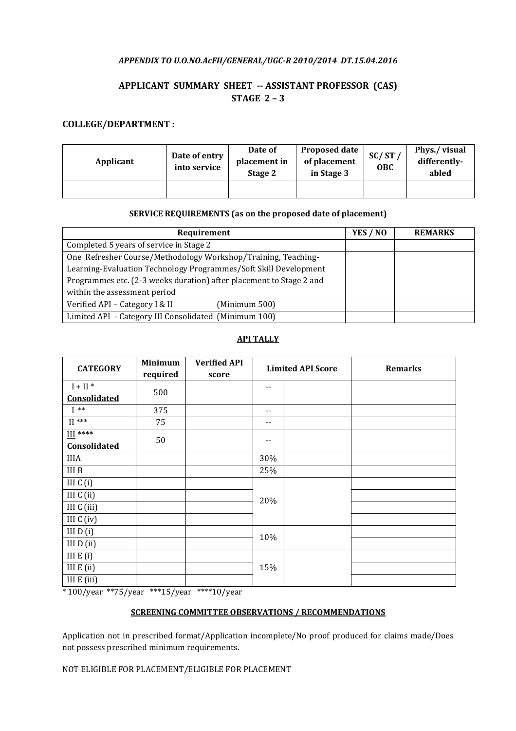*APPENDIX TO U.O.NO.AcFII/GENERAL/UGC-R 2010/2014 DT.15.04.2016*

## APPLICANT SUMMARY SHEET -- ASSISTANT PROFESSOR (CAS) STAGE 2 – 3

**COLLEGE/DEPARTMENT :**

| Applicant | Date of entry into service | Date of placement in Stage 2 | Proposed date of placement in Stage 3 | SC/ ST / OBC | Phys./ visual differently-abled |
|---|---|---|---|---|---|
| | | | | | |

### SERVICE REQUIREMENTS (as on the proposed date of placement)

| Requirement | YES / NO | REMARKS |
|---|---|---|
| Completed 5 years of service in Stage 2 | | |
| One Refresher Course/Methodology Workshop/Training, Teaching-Learning-Evaluation Technology Programmes/Soft Skill Development Programmes etc. (2-3 weeks duration) after placement to Stage 2 and within the assessment period | | |
| Verified API – Category I & II (Minimum 500) | | |
| Limited API - Category III Consolidated (Minimum 100) | | |

### API TALLY

| CATEGORY | Minimum required | Verified API score | Limited API Score | | Remarks |
|---|---|---|---|---|---|
| I + II * **Consolidated** | 500 | | -- | | |
| I ** | 375 | | -- | | |
| II *** | 75 | | -- | | |
| III **** **Consolidated** | 50 | | -- | | |
| IIIA | | | 30% | | |
| III B | | | 25% | | |
| III C (i) | | | 20% | | |
| III C (ii) | | | | | |
| III C (iii) | | | | | |
| III C (iv) | | | | | |
| III D (i) | | | 10% | | |
| III D (ii) | | | | | |
| III E (i) | | | 15% | | |
| III E (ii) | | | | | |
| III E (iii) | | | | | |

* 100/year **75/year ***15/year ****10/year

### SCREENING COMMITTEE OBSERVATIONS / RECOMMENDATIONS

Application not in prescribed format/Application incomplete/No proof produced for claims made/Does not possess prescribed minimum requirements.

NOT ELIGIBLE FOR PLACEMENT/ELIGIBLE FOR PLACEMENT